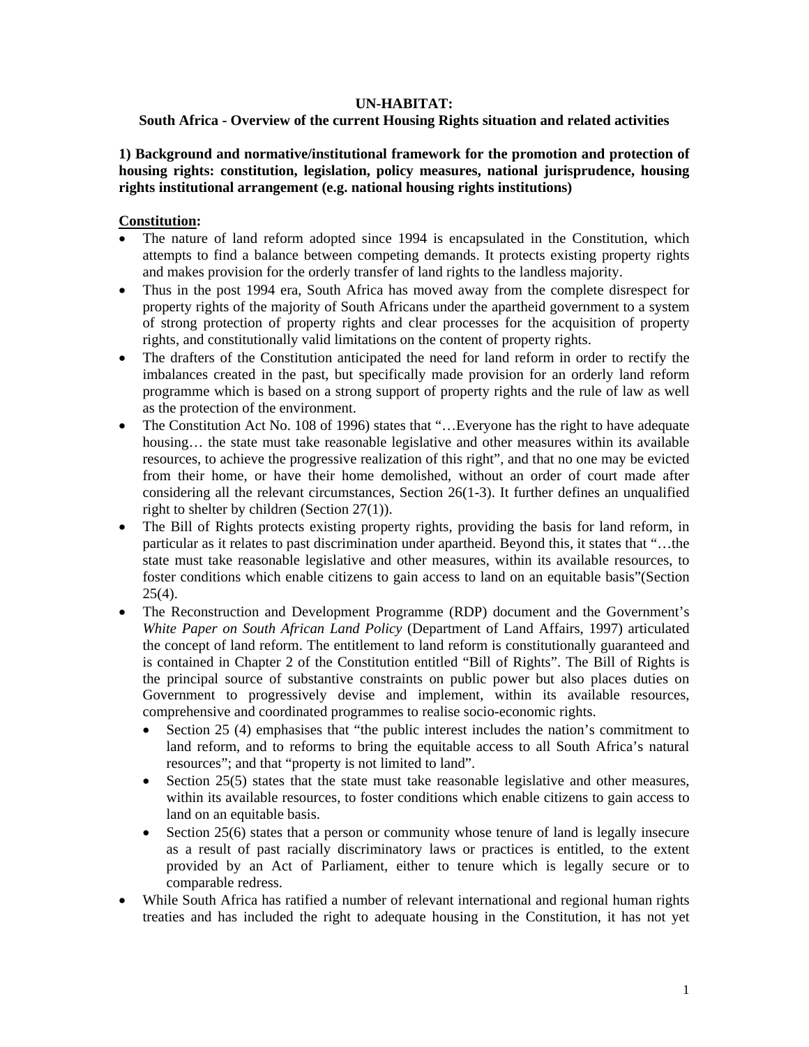**UN-HABITAT:**

**South Africa - Overview of the current Housing Rights situation and related activities**

**1) Background and normative/institutional framework for the promotion and protection of housing rights: constitution, legislation, policy measures, national jurisprudence, housing rights institutional arrangement (e.g. national housing rights institutions)**

**Constitution:**

- The nature of land reform adopted since 1994 is encapsulated in the Constitution, which attempts to find a balance between competing demands. It protects existing property rights and makes provision for the orderly transfer of land rights to the landless majority.
- Thus in the post 1994 era, South Africa has moved away from the complete disrespect for property rights of the majority of South Africans under the apartheid government to a system of strong protection of property rights and clear processes for the acquisition of property rights, and constitutionally valid limitations on the content of property rights.
- The drafters of the Constitution anticipated the need for land reform in order to rectify the imbalances created in the past, but specifically made provision for an orderly land reform programme which is based on a strong support of property rights and the rule of law as well as the protection of the environment.
- The Constitution Act No. 108 of 1996) states that "…Everyone has the right to have adequate housing… the state must take reasonable legislative and other measures within its available resources, to achieve the progressive realization of this right", and that no one may be evicted from their home, or have their home demolished, without an order of court made after considering all the relevant circumstances, Section 26(1-3). It further defines an unqualified right to shelter by children (Section 27(1)).
- The Bill of Rights protects existing property rights, providing the basis for land reform, in particular as it relates to past discrimination under apartheid. Beyond this, it states that "…the state must take reasonable legislative and other measures, within its available resources, to foster conditions which enable citizens to gain access to land on an equitable basis"(Section 25(4).
- The Reconstruction and Development Programme (RDP) document and the Government's *White Paper on South African Land Policy* (Department of Land Affairs, 1997) articulated the concept of land reform. The entitlement to land reform is constitutionally guaranteed and is contained in Chapter 2 of the Constitution entitled "Bill of Rights". The Bill of Rights is the principal source of substantive constraints on public power but also places duties on Government to progressively devise and implement, within its available resources, comprehensive and coordinated programmes to realise socio-economic rights.
  - Section 25 (4) emphasises that "the public interest includes the nation's commitment to land reform, and to reforms to bring the equitable access to all South Africa's natural resources"; and that "property is not limited to land".
  - Section 25(5) states that the state must take reasonable legislative and other measures, within its available resources, to foster conditions which enable citizens to gain access to land on an equitable basis.
  - Section 25(6) states that a person or community whose tenure of land is legally insecure as a result of past racially discriminatory laws or practices is entitled, to the extent provided by an Act of Parliament, either to tenure which is legally secure or to comparable redress.
- While South Africa has ratified a number of relevant international and regional human rights treaties and has included the right to adequate housing in the Constitution, it has not yet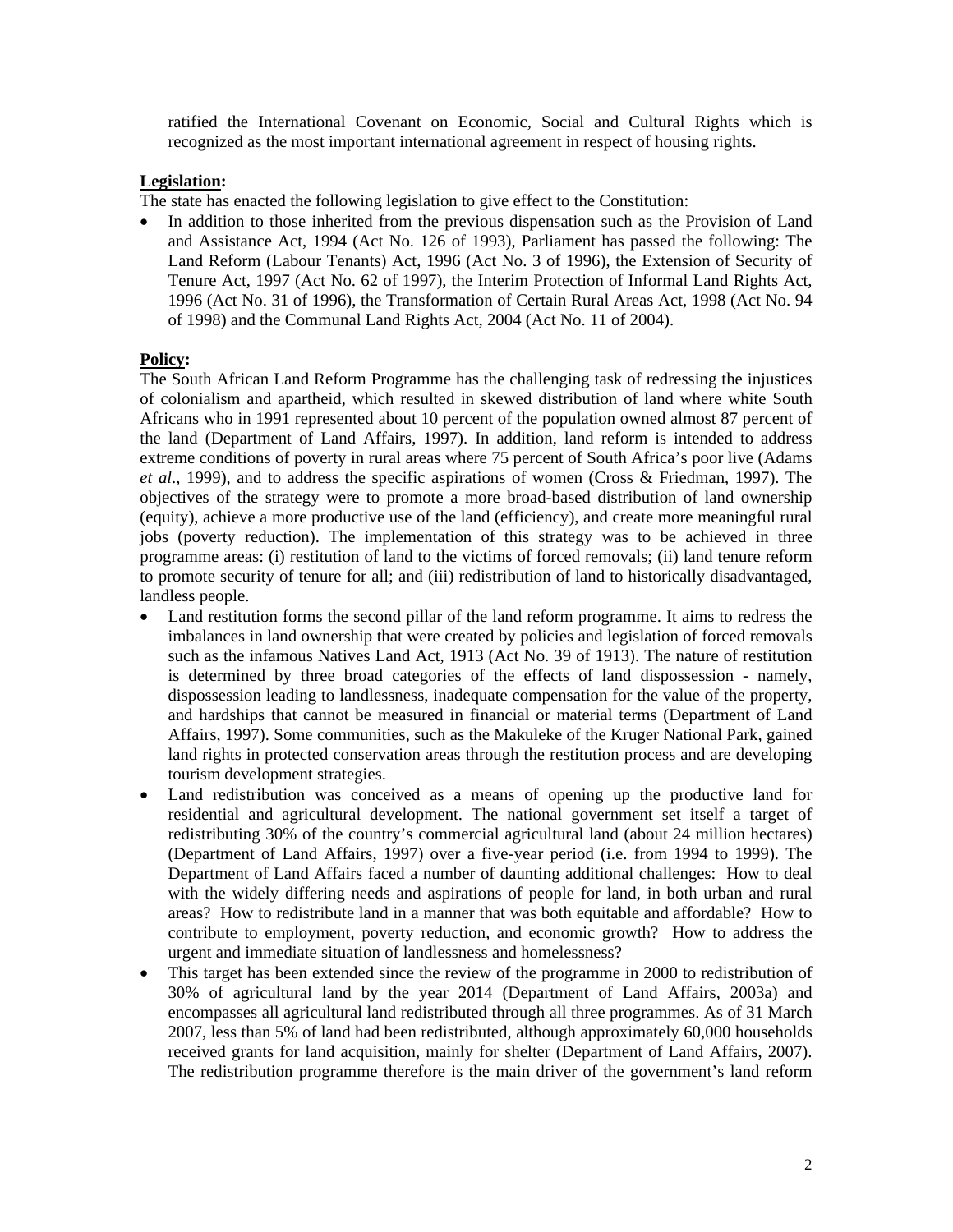ratified the International Covenant on Economic, Social and Cultural Rights which is recognized as the most important international agreement in respect of housing rights.

**Legislation:**

The state has enacted the following legislation to give effect to the Constitution:

- In addition to those inherited from the previous dispensation such as the Provision of Land and Assistance Act, 1994 (Act No. 126 of 1993), Parliament has passed the following: The Land Reform (Labour Tenants) Act, 1996 (Act No. 3 of 1996), the Extension of Security of Tenure Act, 1997 (Act No. 62 of 1997), the Interim Protection of Informal Land Rights Act, 1996 (Act No. 31 of 1996), the Transformation of Certain Rural Areas Act, 1998 (Act No. 94 of 1998) and the Communal Land Rights Act, 2004 (Act No. 11 of 2004).

**Policy:**

The South African Land Reform Programme has the challenging task of redressing the injustices of colonialism and apartheid, which resulted in skewed distribution of land where white South Africans who in 1991 represented about 10 percent of the population owned almost 87 percent of the land (Department of Land Affairs, 1997). In addition, land reform is intended to address extreme conditions of poverty in rural areas where 75 percent of South Africa's poor live (Adams *et al*., 1999), and to address the specific aspirations of women (Cross & Friedman, 1997). The objectives of the strategy were to promote a more broad-based distribution of land ownership (equity), achieve a more productive use of the land (efficiency), and create more meaningful rural jobs (poverty reduction). The implementation of this strategy was to be achieved in three programme areas: (i) restitution of land to the victims of forced removals; (ii) land tenure reform to promote security of tenure for all; and (iii) redistribution of land to historically disadvantaged, landless people.

- Land restitution forms the second pillar of the land reform programme. It aims to redress the imbalances in land ownership that were created by policies and legislation of forced removals such as the infamous Natives Land Act, 1913 (Act No. 39 of 1913). The nature of restitution is determined by three broad categories of the effects of land dispossession - namely, dispossession leading to landlessness, inadequate compensation for the value of the property, and hardships that cannot be measured in financial or material terms (Department of Land Affairs, 1997). Some communities, such as the Makuleke of the Kruger National Park, gained land rights in protected conservation areas through the restitution process and are developing tourism development strategies.
- Land redistribution was conceived as a means of opening up the productive land for residential and agricultural development. The national government set itself a target of redistributing 30% of the country's commercial agricultural land (about 24 million hectares) (Department of Land Affairs, 1997) over a five-year period (i.e. from 1994 to 1999). The Department of Land Affairs faced a number of daunting additional challenges: How to deal with the widely differing needs and aspirations of people for land, in both urban and rural areas? How to redistribute land in a manner that was both equitable and affordable? How to contribute to employment, poverty reduction, and economic growth? How to address the urgent and immediate situation of landlessness and homelessness?
- This target has been extended since the review of the programme in 2000 to redistribution of 30% of agricultural land by the year 2014 (Department of Land Affairs, 2003a) and encompasses all agricultural land redistributed through all three programmes. As of 31 March 2007, less than 5% of land had been redistributed, although approximately 60,000 households received grants for land acquisition, mainly for shelter (Department of Land Affairs, 2007). The redistribution programme therefore is the main driver of the government's land reform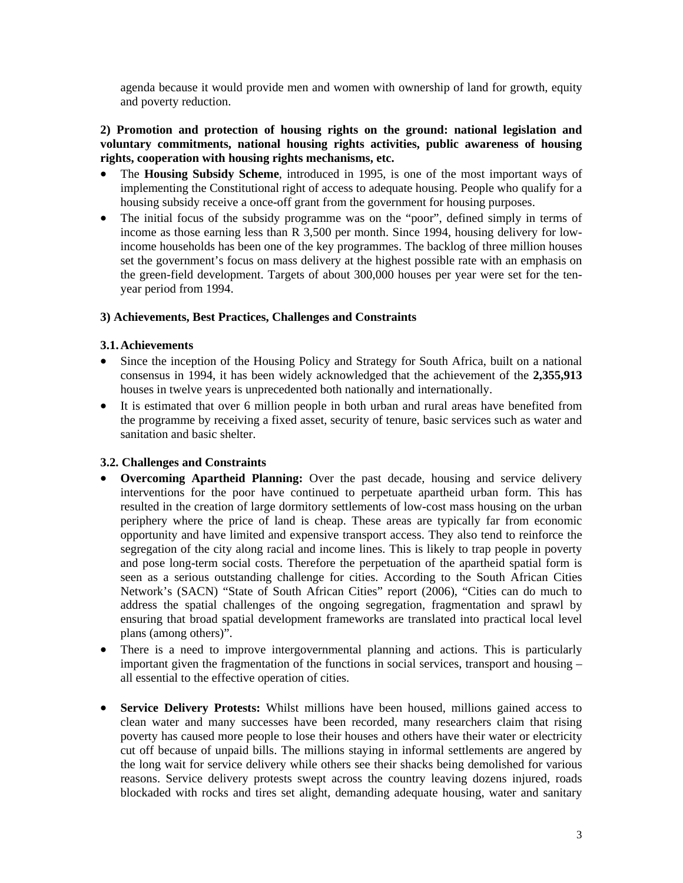agenda because it would provide men and women with ownership of land for growth, equity and poverty reduction.

**2) Promotion and protection of housing rights on the ground: national legislation and voluntary commitments, national housing rights activities, public awareness of housing rights, cooperation with housing rights mechanisms, etc.**

- The **Housing Subsidy Scheme**, introduced in 1995, is one of the most important ways of implementing the Constitutional right of access to adequate housing. People who qualify for a housing subsidy receive a once-off grant from the government for housing purposes.
- The initial focus of the subsidy programme was on the "poor", defined simply in terms of income as those earning less than R 3,500 per month. Since 1994, housing delivery for low-income households has been one of the key programmes. The backlog of three million houses set the government's focus on mass delivery at the highest possible rate with an emphasis on the green-field development. Targets of about 300,000 houses per year were set for the ten-year period from 1994.

**3) Achievements, Best Practices, Challenges and Constraints**

**3.1. Achievements**

- Since the inception of the Housing Policy and Strategy for South Africa, built on a national consensus in 1994, it has been widely acknowledged that the achievement of the **2,355,913** houses in twelve years is unprecedented both nationally and internationally.
- It is estimated that over 6 million people in both urban and rural areas have benefited from the programme by receiving a fixed asset, security of tenure, basic services such as water and sanitation and basic shelter.

**3.2. Challenges and Constraints**

- **Overcoming Apartheid Planning:** Over the past decade, housing and service delivery interventions for the poor have continued to perpetuate apartheid urban form. This has resulted in the creation of large dormitory settlements of low-cost mass housing on the urban periphery where the price of land is cheap. These areas are typically far from economic opportunity and have limited and expensive transport access. They also tend to reinforce the segregation of the city along racial and income lines. This is likely to trap people in poverty and pose long-term social costs. Therefore the perpetuation of the apartheid spatial form is seen as a serious outstanding challenge for cities. According to the South African Cities Network's (SACN) "State of South African Cities" report (2006), "Cities can do much to address the spatial challenges of the ongoing segregation, fragmentation and sprawl by ensuring that broad spatial development frameworks are translated into practical local level plans (among others)".
- There is a need to improve intergovernmental planning and actions. This is particularly important given the fragmentation of the functions in social services, transport and housing – all essential to the effective operation of cities.

- **Service Delivery Protests:** Whilst millions have been housed, millions gained access to clean water and many successes have been recorded, many researchers claim that rising poverty has caused more people to lose their houses and others have their water or electricity cut off because of unpaid bills. The millions staying in informal settlements are angered by the long wait for service delivery while others see their shacks being demolished for various reasons. Service delivery protests swept across the country leaving dozens injured, roads blockaded with rocks and tires set alight, demanding adequate housing, water and sanitary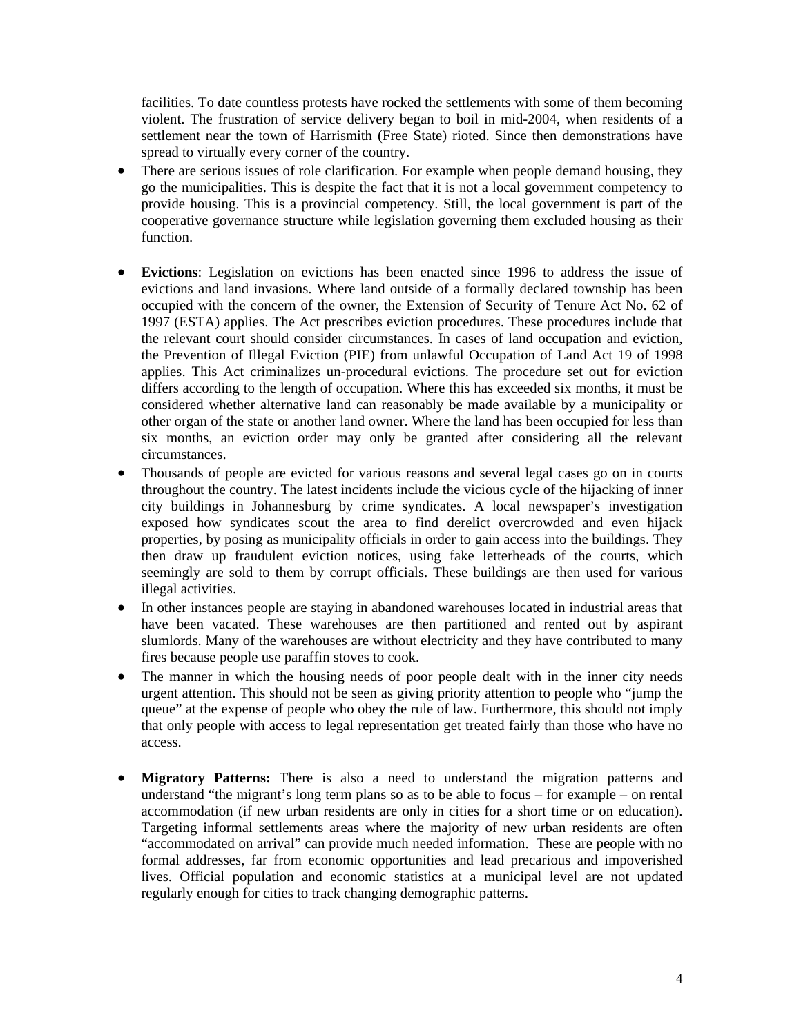facilities. To date countless protests have rocked the settlements with some of them becoming violent. The frustration of service delivery began to boil in mid-2004, when residents of a settlement near the town of Harrismith (Free State) rioted. Since then demonstrations have spread to virtually every corner of the country.

- There are serious issues of role clarification. For example when people demand housing, they go the municipalities. This is despite the fact that it is not a local government competency to provide housing. This is a provincial competency. Still, the local government is part of the cooperative governance structure while legislation governing them excluded housing as their function.

- **Evictions**: Legislation on evictions has been enacted since 1996 to address the issue of evictions and land invasions. Where land outside of a formally declared township has been occupied with the concern of the owner, the Extension of Security of Tenure Act No. 62 of 1997 (ESTA) applies. The Act prescribes eviction procedures. These procedures include that the relevant court should consider circumstances. In cases of land occupation and eviction, the Prevention of Illegal Eviction (PIE) from unlawful Occupation of Land Act 19 of 1998 applies. This Act criminalizes un-procedural evictions. The procedure set out for eviction differs according to the length of occupation. Where this has exceeded six months, it must be considered whether alternative land can reasonably be made available by a municipality or other organ of the state or another land owner. Where the land has been occupied for less than six months, an eviction order may only be granted after considering all the relevant circumstances.
- Thousands of people are evicted for various reasons and several legal cases go on in courts throughout the country. The latest incidents include the vicious cycle of the hijacking of inner city buildings in Johannesburg by crime syndicates. A local newspaper's investigation exposed how syndicates scout the area to find derelict overcrowded and even hijack properties, by posing as municipality officials in order to gain access into the buildings. They then draw up fraudulent eviction notices, using fake letterheads of the courts, which seemingly are sold to them by corrupt officials. These buildings are then used for various illegal activities.
- In other instances people are staying in abandoned warehouses located in industrial areas that have been vacated. These warehouses are then partitioned and rented out by aspirant slumlords. Many of the warehouses are without electricity and they have contributed to many fires because people use paraffin stoves to cook.
- The manner in which the housing needs of poor people dealt with in the inner city needs urgent attention. This should not be seen as giving priority attention to people who "jump the queue" at the expense of people who obey the rule of law. Furthermore, this should not imply that only people with access to legal representation get treated fairly than those who have no access.

- **Migratory Patterns:** There is also a need to understand the migration patterns and understand "the migrant's long term plans so as to be able to focus – for example – on rental accommodation (if new urban residents are only in cities for a short time or on education). Targeting informal settlements areas where the majority of new urban residents are often "accommodated on arrival" can provide much needed information. These are people with no formal addresses, far from economic opportunities and lead precarious and impoverished lives. Official population and economic statistics at a municipal level are not updated regularly enough for cities to track changing demographic patterns.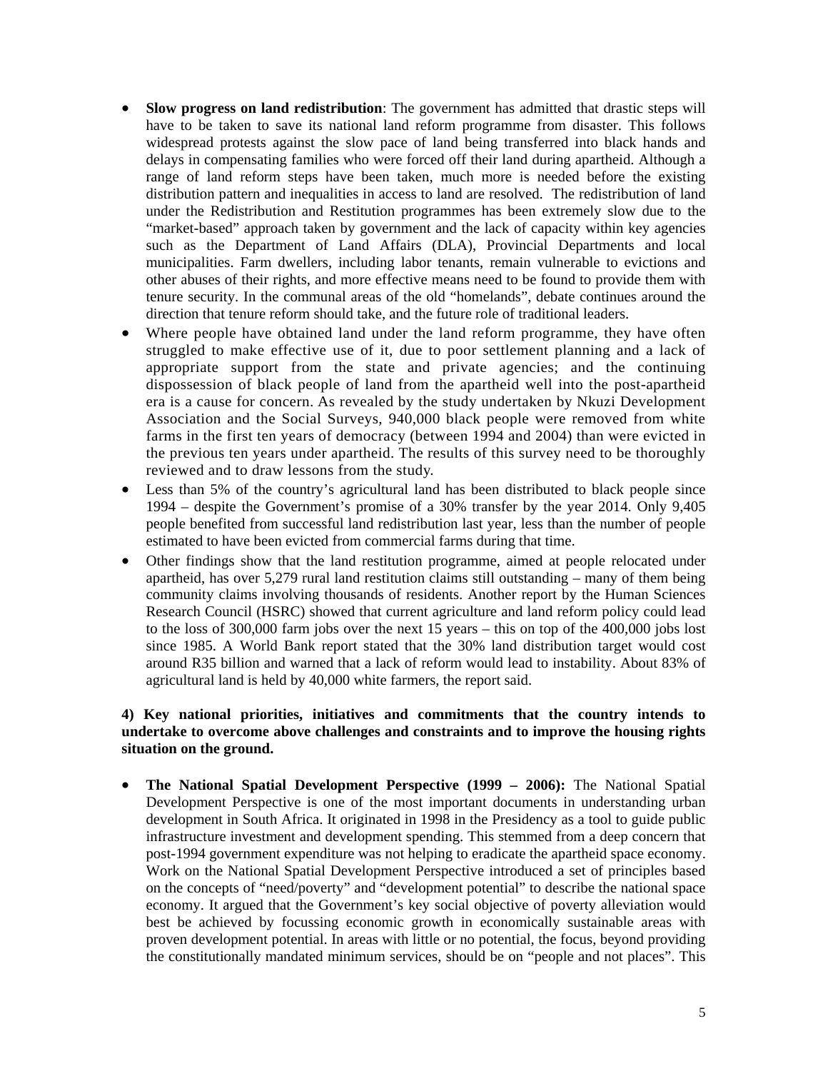- **Slow progress on land redistribution**: The government has admitted that drastic steps will have to be taken to save its national land reform programme from disaster. This follows widespread protests against the slow pace of land being transferred into black hands and delays in compensating families who were forced off their land during apartheid. Although a range of land reform steps have been taken, much more is needed before the existing distribution pattern and inequalities in access to land are resolved. The redistribution of land under the Redistribution and Restitution programmes has been extremely slow due to the "market-based" approach taken by government and the lack of capacity within key agencies such as the Department of Land Affairs (DLA), Provincial Departments and local municipalities. Farm dwellers, including labor tenants, remain vulnerable to evictions and other abuses of their rights, and more effective means need to be found to provide them with tenure security. In the communal areas of the old "homelands", debate continues around the direction that tenure reform should take, and the future role of traditional leaders.
- Where people have obtained land under the land reform programme, they have often struggled to make effective use of it, due to poor settlement planning and a lack of appropriate support from the state and private agencies; and the continuing dispossession of black people of land from the apartheid well into the post-apartheid era is a cause for concern. As revealed by the study undertaken by Nkuzi Development Association and the Social Surveys, 940,000 black people were removed from white farms in the first ten years of democracy (between 1994 and 2004) than were evicted in the previous ten years under apartheid. The results of this survey need to be thoroughly reviewed and to draw lessons from the study.
- Less than 5% of the country's agricultural land has been distributed to black people since 1994 – despite the Government's promise of a 30% transfer by the year 2014. Only 9,405 people benefited from successful land redistribution last year, less than the number of people estimated to have been evicted from commercial farms during that time.
- Other findings show that the land restitution programme, aimed at people relocated under apartheid, has over 5,279 rural land restitution claims still outstanding – many of them being community claims involving thousands of residents. Another report by the Human Sciences Research Council (HSRC) showed that current agriculture and land reform policy could lead to the loss of 300,000 farm jobs over the next 15 years – this on top of the 400,000 jobs lost since 1985. A World Bank report stated that the 30% land distribution target would cost around R35 billion and warned that a lack of reform would lead to instability. About 83% of agricultural land is held by 40,000 white farmers, the report said.

**4) Key national priorities, initiatives and commitments that the country intends to undertake to overcome above challenges and constraints and to improve the housing rights situation on the ground.**

- **The National Spatial Development Perspective (1999 – 2006):** The National Spatial Development Perspective is one of the most important documents in understanding urban development in South Africa. It originated in 1998 in the Presidency as a tool to guide public infrastructure investment and development spending. This stemmed from a deep concern that post-1994 government expenditure was not helping to eradicate the apartheid space economy. Work on the National Spatial Development Perspective introduced a set of principles based on the concepts of "need/poverty" and "development potential" to describe the national space economy. It argued that the Government's key social objective of poverty alleviation would best be achieved by focussing economic growth in economically sustainable areas with proven development potential. In areas with little or no potential, the focus, beyond providing the constitutionally mandated minimum services, should be on "people and not places". This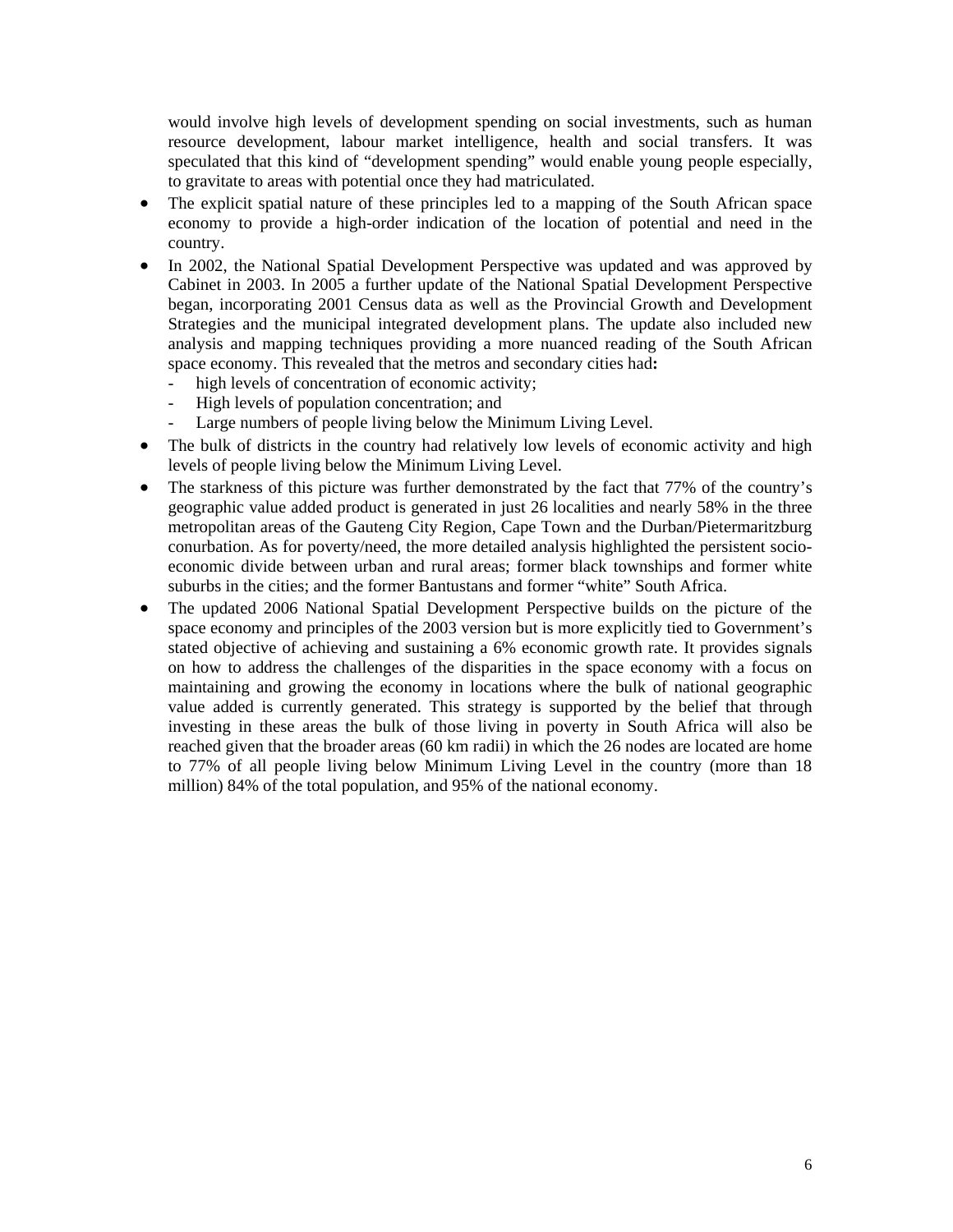would involve high levels of development spending on social investments, such as human resource development, labour market intelligence, health and social transfers. It was speculated that this kind of "development spending" would enable young people especially, to gravitate to areas with potential once they had matriculated.

- The explicit spatial nature of these principles led to a mapping of the South African space economy to provide a high-order indication of the location of potential and need in the country.
- In 2002, the National Spatial Development Perspective was updated and was approved by Cabinet in 2003. In 2005 a further update of the National Spatial Development Perspective began, incorporating 2001 Census data as well as the Provincial Growth and Development Strategies and the municipal integrated development plans. The update also included new analysis and mapping techniques providing a more nuanced reading of the South African space economy. This revealed that the metros and secondary cities had**:**
  - high levels of concentration of economic activity;
  - High levels of population concentration; and
  - Large numbers of people living below the Minimum Living Level.
- The bulk of districts in the country had relatively low levels of economic activity and high levels of people living below the Minimum Living Level.
- The starkness of this picture was further demonstrated by the fact that 77% of the country's geographic value added product is generated in just 26 localities and nearly 58% in the three metropolitan areas of the Gauteng City Region, Cape Town and the Durban/Pietermaritzburg conurbation. As for poverty/need, the more detailed analysis highlighted the persistent socio-economic divide between urban and rural areas; former black townships and former white suburbs in the cities; and the former Bantustans and former "white" South Africa.
- The updated 2006 National Spatial Development Perspective builds on the picture of the space economy and principles of the 2003 version but is more explicitly tied to Government's stated objective of achieving and sustaining a 6% economic growth rate. It provides signals on how to address the challenges of the disparities in the space economy with a focus on maintaining and growing the economy in locations where the bulk of national geographic value added is currently generated. This strategy is supported by the belief that through investing in these areas the bulk of those living in poverty in South Africa will also be reached given that the broader areas (60 km radii) in which the 26 nodes are located are home to 77% of all people living below Minimum Living Level in the country (more than 18 million) 84% of the total population, and 95% of the national economy.